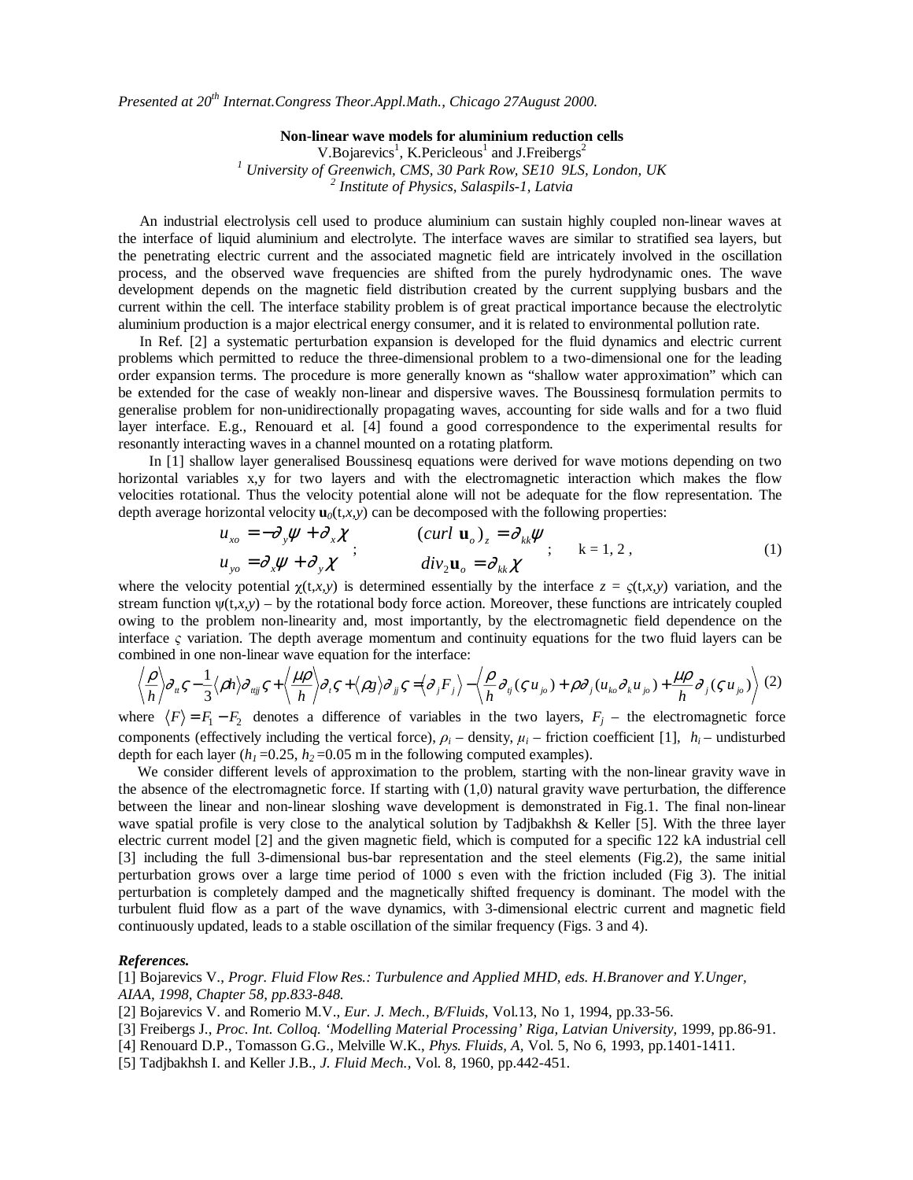*Presented at 20th Internat.Congress Theor.Appl.Math., Chicago 27August 2000.*

**Non-linear wave models for aluminium reduction cells**

V.Bojarevics[1], K.Pericleous[1] and J.Freibergs[2]

[1] *University of Greenwich, CMS, 30 Park Row, SE10 9LS, London, UK*

[2] *Institute of Physics, Salaspils-1, Latvia*

An industrial electrolysis cell used to produce aluminium can sustain highly coupled non-linear waves at the interface of liquid aluminium and electrolyte. The interface waves are similar to stratified sea layers, but the penetrating electric current and the associated magnetic field are intricately involved in the oscillation process, and the observed wave frequencies are shifted from the purely hydrodynamic ones. The wave development depends on the magnetic field distribution created by the current supplying busbars and the current within the cell. The interface stability problem is of great practical importance because the electrolytic aluminium production is a major electrical energy consumer, and it is related to environmental pollution rate.

In Ref. [2] a systematic perturbation expansion is developed for the fluid dynamics and electric current problems which permitted to reduce the three-dimensional problem to a two-dimensional one for the leading order expansion terms. The procedure is more generally known as "shallow water approximation" which can be extended for the case of weakly non-linear and dispersive waves. The Boussinesq formulation permits to generalise problem for non-unidirectionally propagating waves, accounting for side walls and for a two fluid layer interface. E.g., Renouard et al. [4] found a good correspondence to the experimental results for resonantly interacting waves in a channel mounted on a rotating platform.

In [1] shallow layer generalised Boussinesq equations were derived for wave motions depending on two horizontal variables x,y for two layers and with the electromagnetic interaction which makes the flow velocities rotational. Thus the velocity potential alone will not be adequate for the flow representation. The depth average horizontal velocity $\mathbf{u}_0(t,x,y)$ can be decomposed with the following properties:

$$
\begin{aligned}
u_{xo} &= -\partial_y\psi + \partial_x\chi \\
u_{yo} &= \partial_x\psi + \partial_y\chi
\end{aligned}
\;;\qquad
\begin{aligned}
(curl\ \mathbf{u}_o)_z &= \partial_{kk}\psi \\
div_2\mathbf{u}_o &= \partial_{kk}\chi
\end{aligned}
\;;\qquad k = 1, 2\,, \tag{1}
$$

where the velocity potential $\chi(t,x,y)$ is determined essentially by the interface $z = \varsigma(t,x,y)$ variation, and the stream function $\psi(t,x,y)$ – by the rotational body force action. Moreover, these functions are intricately coupled owing to the problem non-linearity and, most importantly, by the electromagnetic field dependence on the interface $\varsigma$ variation. The depth average momentum and continuity equations for the two fluid layers can be combined in one non-linear wave equation for the interface:

$$
\left\langle \frac{\rho}{h} \right\rangle \partial_{tt}\varsigma - \frac{1}{3}\langle \rho h \rangle \partial_{ttjj}\varsigma + \left\langle \frac{\mu\rho}{h} \right\rangle \partial_t\varsigma + \langle \rho g \rangle \partial_{jj}\varsigma = \langle \partial_j F_j \rangle - \left\langle \frac{\rho}{h}\partial_{tj}(\varsigma u_{jo}) + \rho\partial_j(u_{ko}\partial_k u_{jo}) + \frac{\mu\rho}{h}\partial_j(\varsigma u_{jo}) \right\rangle \tag{2}
$$

where $\langle F \rangle = F_1 - F_2$ denotes a difference of variables in the two layers, $F_j$ – the electromagnetic force components (effectively including the vertical force), $\rho_i$ – density, $\mu_i$ – friction coefficient [1], $h_i$ – undisturbed depth for each layer ($h_1$ =0.25, $h_2$ =0.05 m in the following computed examples).

We consider different levels of approximation to the problem, starting with the non-linear gravity wave in the absence of the electromagnetic force. If starting with (1,0) natural gravity wave perturbation, the difference between the linear and non-linear sloshing wave development is demonstrated in Fig.1. The final non-linear wave spatial profile is very close to the analytical solution by Tadjbakhsh & Keller [5]. With the three layer electric current model [2] and the given magnetic field, which is computed for a specific 122 kA industrial cell [3] including the full 3-dimensional bus-bar representation and the steel elements (Fig.2), the same initial perturbation grows over a large time period of 1000 s even with the friction included (Fig 3). The initial perturbation is completely damped and the magnetically shifted frequency is dominant. The model with the turbulent fluid flow as a part of the wave dynamics, with 3-dimensional electric current and magnetic field continuously updated, leads to a stable oscillation of the similar frequency (Figs. 3 and 4).

***References.***

[1] Bojarevics V., *Progr. Fluid Flow Res.: Turbulence and Applied MHD, eds. H.Branover and Y.Unger, AIAA, 1998, Chapter 58, pp.833-848.*

[2] Bojarevics V. and Romerio M.V., *Eur. J. Mech., B/Fluids*, Vol.13, No 1, 1994, pp.33-56.

[3] Freibergs J., *Proc. Int. Colloq. 'Modelling Material Processing' Riga, Latvian University*, 1999, pp.86-91.

[4] Renouard D.P., Tomasson G.G., Melville W.K., *Phys. Fluids, A,* Vol. 5, No 6, 1993, pp.1401-1411.

[5] Tadjbakhsh I. and Keller J.B., *J. Fluid Mech.,* Vol. 8, 1960, pp.442-451.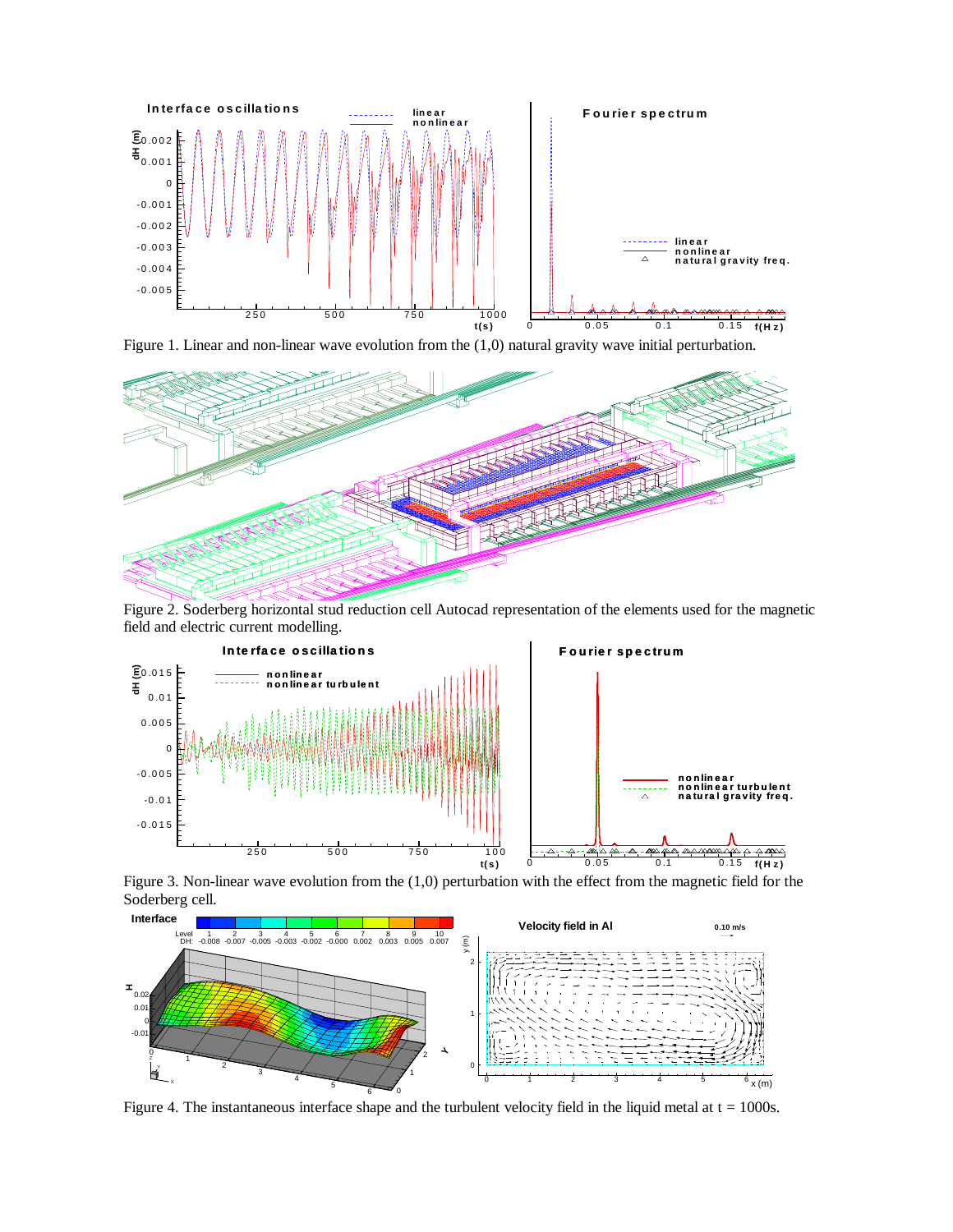Interface oscillations

linear
nonlinear

dH (m)
0.002
0.001
0
-0.001
-0.002
-0.003
-0.004
-0.005

250 500 750 1000
t(s)

Fourier spectrum

linear
nonlinear
natural gravity freq.

0 0.05 0.1 0.15 f(Hz)

Figure 1. Linear and non-linear wave evolution from the (1,0) natural gravity wave initial perturbation.

Figure 2. Soderberg horizontal stud reduction cell Autocad representation of the elements used for the magnetic field and electric current modelling.

Interface oscillations

nonlinear
nonlinear turbulent

dH (m)
0.015
0.01
0.005
0
-0.005
-0.01
-0.015

250 500 750 100
t(s)

Fourier spectrum

nonlinear
nonlinear turbulent
natural gravity freq.

0 0.05 0.1 0.15 f(Hz)

Figure 3. Non-linear wave evolution from the (1,0) perturbation with the effect from the magnetic field for the Soderberg cell.

Interface

Level 1 2 3 4 5 6 7 8 9 10
DH: -0.008 -0.007 -0.005 -0.003 -0.002 -0.000 0.002 0.003 0.005 0.007

H
0.02
0.01
0
-0.01

0 1 2 3 4 5 6
0 1 2
Y

Velocity field in Al

0.10 m/s

y (m)
0 1 2
0 1 2 3 4 5 6 x (m)

Figure 4. The instantaneous interface shape and the turbulent velocity field in the liquid metal at t = 1000s.